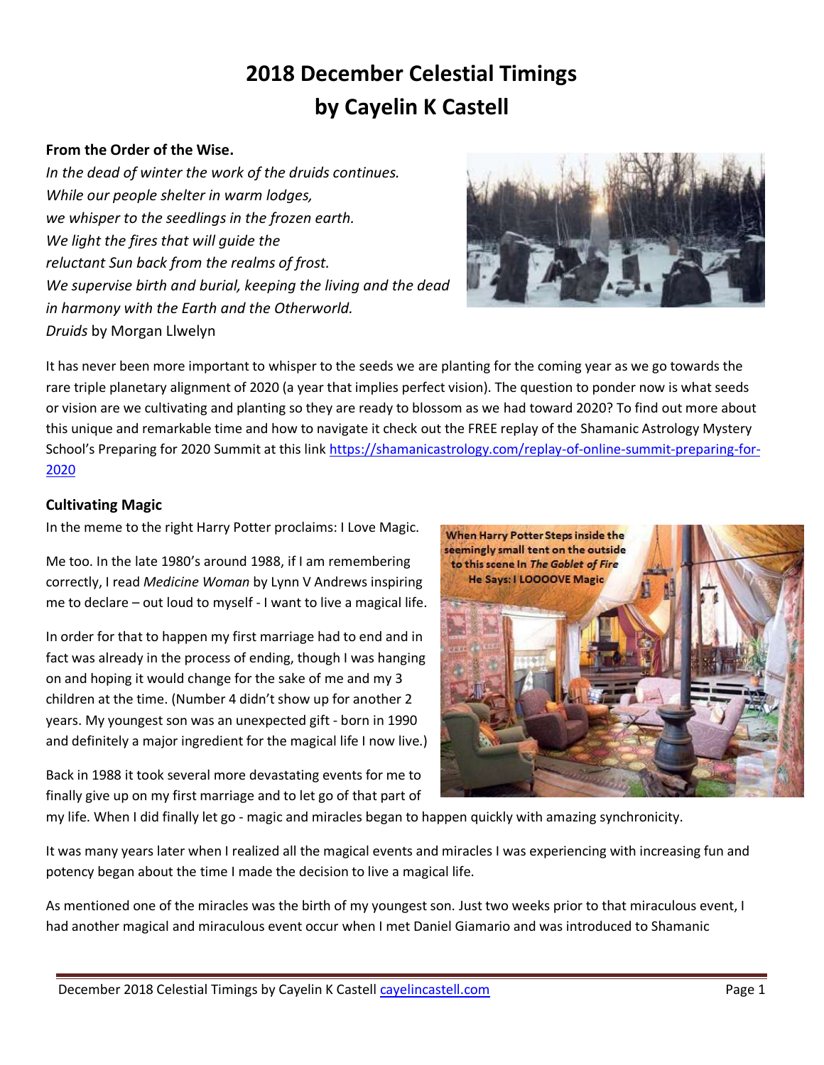# 2018 December Celestial Timings
# by Cayelin K Castell

**From the Order of the Wise.**

*In the dead of winter the work of the druids continues.*
*While our people shelter in warm lodges,*
*we whisper to the seedlings in the frozen earth.*
*We light the fires that will guide the*
*reluctant Sun back from the realms of frost.*
*We supervise birth and burial, keeping the living and the dead*
*in harmony with the Earth and the Otherworld.*
*Druids* by Morgan Llwelyn

It has never been more important to whisper to the seeds we are planting for the coming year as we go towards the rare triple planetary alignment of 2020 (a year that implies perfect vision). The question to ponder now is what seeds or vision are we cultivating and planting so they are ready to blossom as we had toward 2020? To find out more about this unique and remarkable time and how to navigate it check out the FREE replay of the Shamanic Astrology Mystery School's Preparing for 2020 Summit at this link https://shamanicastrology.com/replay-of-online-summit-preparing-for-2020

**Cultivating Magic**

In the meme to the right Harry Potter proclaims: I Love Magic.

When Harry Potter Steps inside the seemingly small tent on the outside to this scene In *The Goblet of Fire* He Says: I LOOOOVE Magic

Me too. In the late 1980's around 1988, if I am remembering correctly, I read *Medicine Woman* by Lynn V Andrews inspiring me to declare – out loud to myself - I want to live a magical life.

In order for that to happen my first marriage had to end and in fact was already in the process of ending, though I was hanging on and hoping it would change for the sake of me and my 3 children at the time. (Number 4 didn't show up for another 2 years. My youngest son was an unexpected gift - born in 1990 and definitely a major ingredient for the magical life I now live.)

Back in 1988 it took several more devastating events for me to finally give up on my first marriage and to let go of that part of my life. When I did finally let go - magic and miracles began to happen quickly with amazing synchronicity.

It was many years later when I realized all the magical events and miracles I was experiencing with increasing fun and potency began about the time I made the decision to live a magical life.

As mentioned one of the miracles was the birth of my youngest son. Just two weeks prior to that miraculous event, I had another magical and miraculous event occur when I met Daniel Giamario and was introduced to Shamanic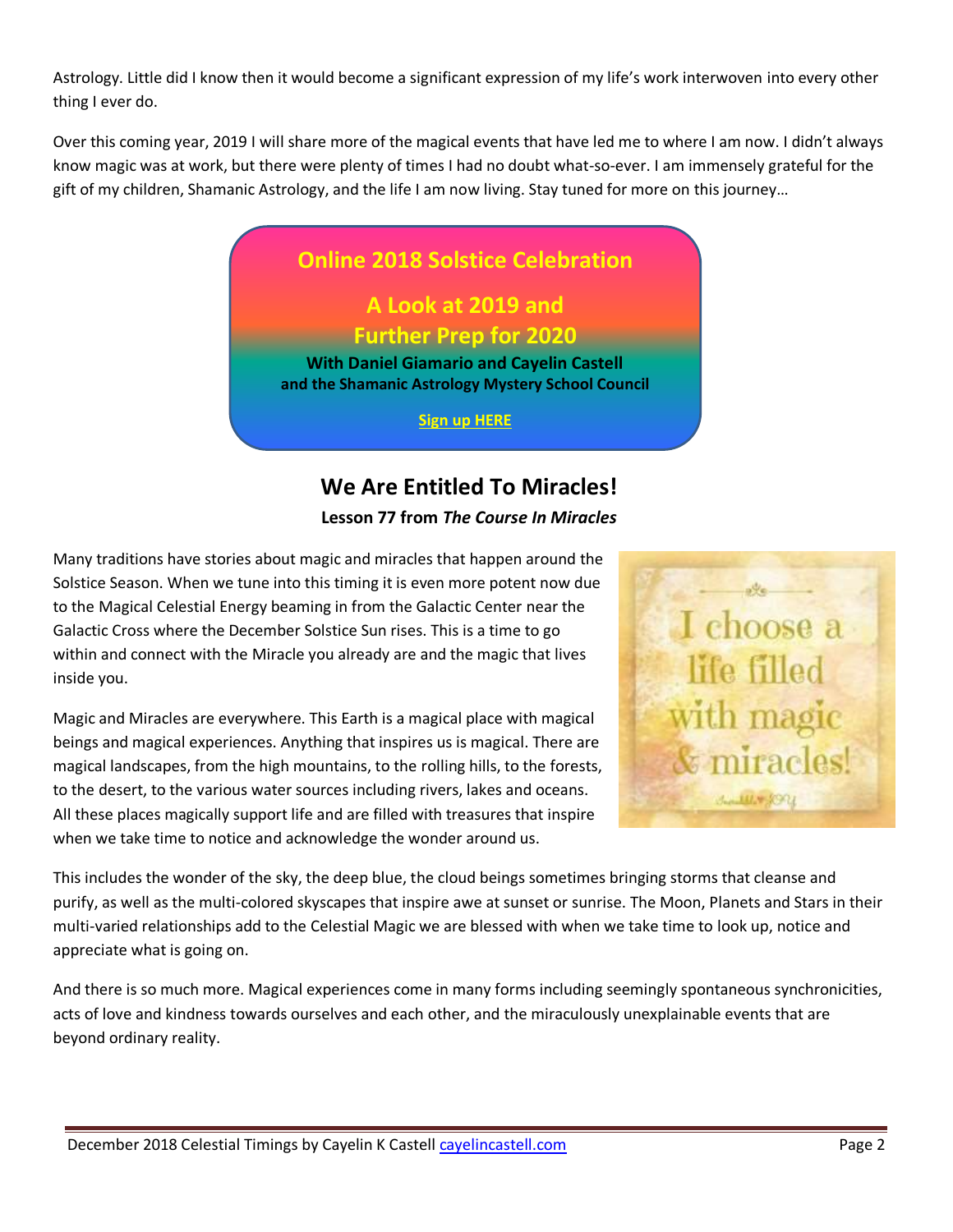Astrology. Little did I know then it would become a significant expression of my life's work interwoven into every other thing I ever do.

Over this coming year, 2019 I will share more of the magical events that have led me to where I am now. I didn't always know magic was at work, but there were plenty of times I had no doubt what-so-ever. I am immensely grateful for the gift of my children, Shamanic Astrology, and the life I am now living. Stay tuned for more on this journey…

**Online 2018 Solstice Celebration**

**A Look at 2019 and Further Prep for 2020**

**With Daniel Giamario and Cayelin Castell and the Shamanic Astrology Mystery School Council**

**Sign up HERE**

## We Are Entitled To Miracles!

**Lesson 77 from *The Course In Miracles***

Many traditions have stories about magic and miracles that happen around the Solstice Season. When we tune into this timing it is even more potent now due to the Magical Celestial Energy beaming in from the Galactic Center near the Galactic Cross where the December Solstice Sun rises. This is a time to go within and connect with the Miracle you already are and the magic that lives inside you.

Magic and Miracles are everywhere. This Earth is a magical place with magical beings and magical experiences. Anything that inspires us is magical. There are magical landscapes, from the high mountains, to the rolling hills, to the forests, to the desert, to the various water sources including rivers, lakes and oceans. All these places magically support life and are filled with treasures that inspire when we take time to notice and acknowledge the wonder around us.

This includes the wonder of the sky, the deep blue, the cloud beings sometimes bringing storms that cleanse and purify, as well as the multi-colored skyscapes that inspire awe at sunset or sunrise. The Moon, Planets and Stars in their multi-varied relationships add to the Celestial Magic we are blessed with when we take time to look up, notice and appreciate what is going on.

And there is so much more. Magical experiences come in many forms including seemingly spontaneous synchronicities, acts of love and kindness towards ourselves and each other, and the miraculously unexplainable events that are beyond ordinary reality.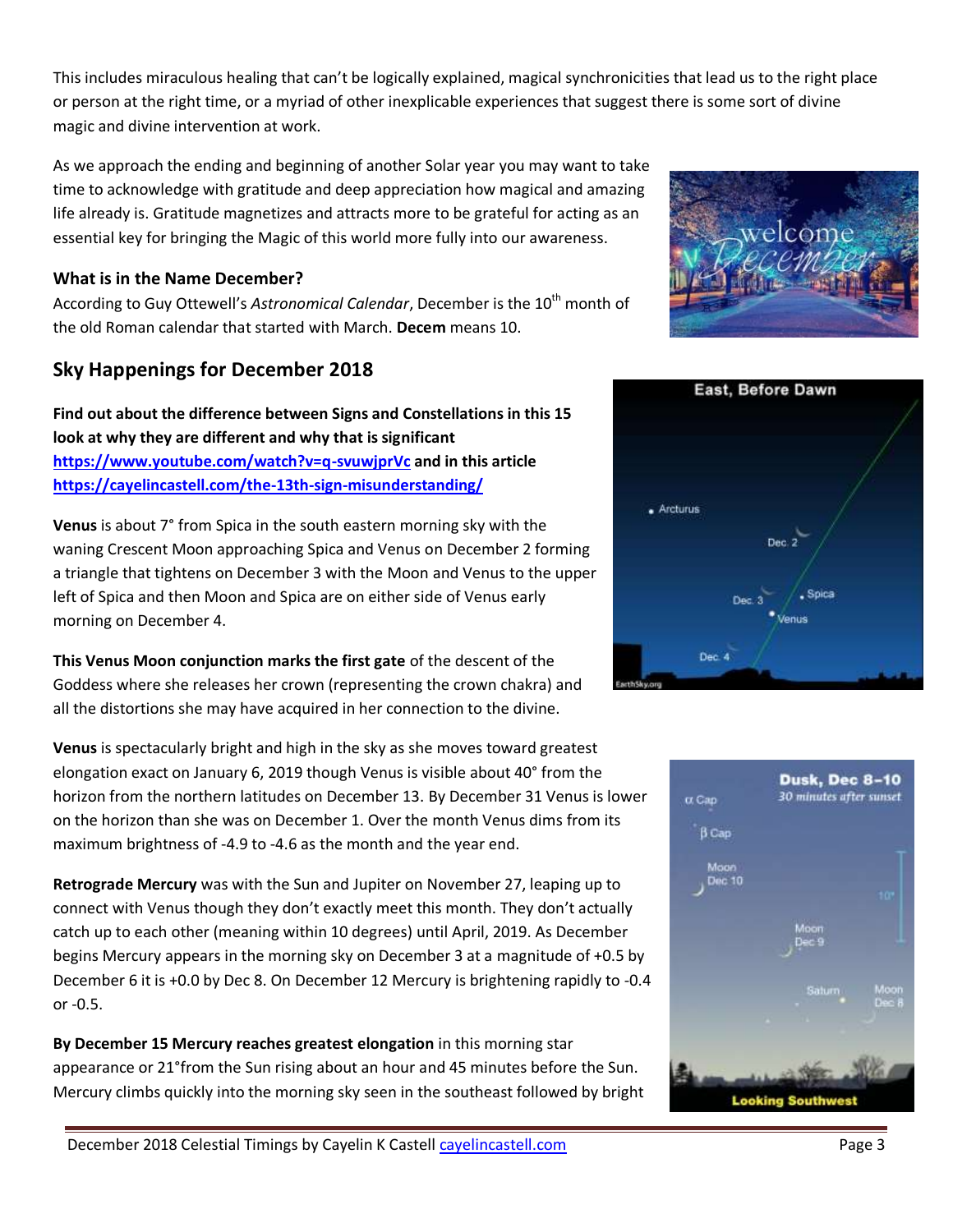This includes miraculous healing that can't be logically explained, magical synchronicities that lead us to the right place or person at the right time, or a myriad of other inexplicable experiences that suggest there is some sort of divine magic and divine intervention at work.

As we approach the ending and beginning of another Solar year you may want to take time to acknowledge with gratitude and deep appreciation how magical and amazing life already is. Gratitude magnetizes and attracts more to be grateful for acting as an essential key for bringing the Magic of this world more fully into our awareness.

### What is in the Name December?

According to Guy Ottewell's *Astronomical Calendar*, December is the 10th month of the old Roman calendar that started with March. **Decem** means 10.

## Sky Happenings for December 2018

**Find out about the difference between Signs and Constellations in this 15 look at why they are different and why that is significant https://www.youtube.com/watch?v=q-svuwjprVc and in this article https://cayelincastell.com/the-13th-sign-misunderstanding/**

**Venus** is about 7° from Spica in the south eastern morning sky with the waning Crescent Moon approaching Spica and Venus on December 2 forming a triangle that tightens on December 3 with the Moon and Venus to the upper left of Spica and then Moon and Spica are on either side of Venus early morning on December 4.

East, Before Dawn
Arcturus
Dec. 2
Dec. 3
Spica
Venus
Dec. 4
EarthSky.org

**This Venus Moon conjunction marks the first gate** of the descent of the Goddess where she releases her crown (representing the crown chakra) and all the distortions she may have acquired in her connection to the divine.

**Venus** is spectacularly bright and high in the sky as she moves toward greatest elongation exact on January 6, 2019 though Venus is visible about 40° from the horizon from the northern latitudes on December 13. By December 31 Venus is lower on the horizon than she was on December 1. Over the month Venus dims from its maximum brightness of -4.9 to -4.6 as the month and the year end.

Dusk, Dec 8–10
30 minutes after sunset
α Cap
β Cap
Moon Dec 10
10°
Moon Dec 9
Saturn
Moon Dec 8
Looking Southwest

**Retrograde Mercury** was with the Sun and Jupiter on November 27, leaping up to connect with Venus though they don't exactly meet this month. They don't actually catch up to each other (meaning within 10 degrees) until April, 2019. As December begins Mercury appears in the morning sky on December 3 at a magnitude of +0.5 by December 6 it is +0.0 by Dec 8. On December 12 Mercury is brightening rapidly to -0.4 or -0.5.

**By December 15 Mercury reaches greatest elongation** in this morning star appearance or 21°from the Sun rising about an hour and 45 minutes before the Sun. Mercury climbs quickly into the morning sky seen in the southeast followed by bright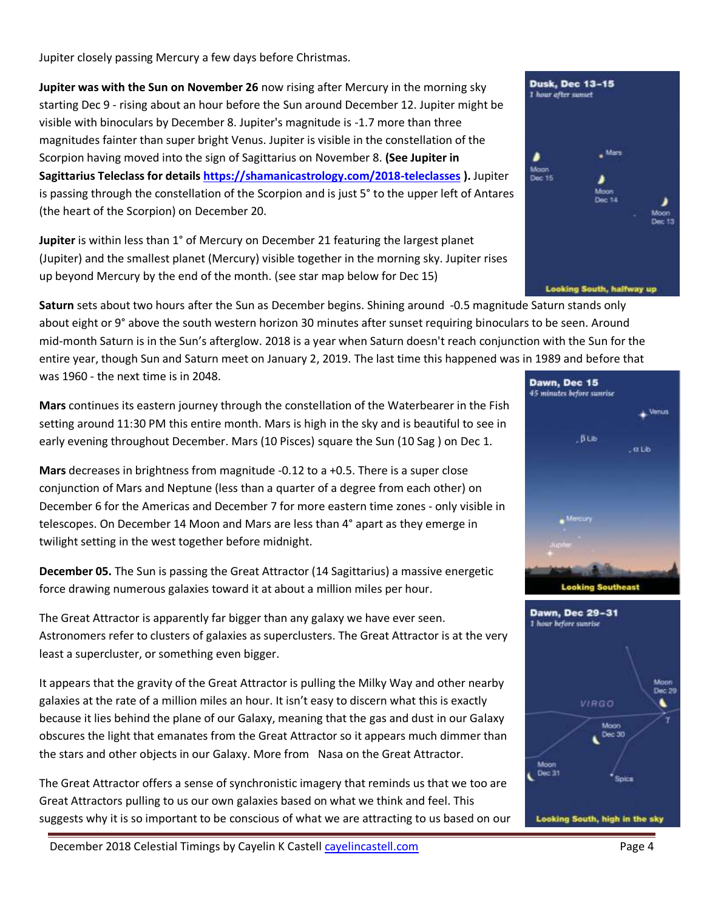Jupiter closely passing Mercury a few days before Christmas.

**Jupiter was with the Sun on November 26** now rising after Mercury in the morning sky starting Dec 9 - rising about an hour before the Sun around December 12. Jupiter might be visible with binoculars by December 8. Jupiter's magnitude is -1.7 more than three magnitudes fainter than super bright Venus. Jupiter is visible in the constellation of the Scorpion having moved into the sign of Sagittarius on November 8. **(See Jupiter in Sagittarius Teleclass for details [https://shamanicastrology.com/2018-teleclasses](https://shamanicastrology.com/2018-teleclasses) ).** Jupiter is passing through the constellation of the Scorpion and is just 5° to the upper left of Antares (the heart of the Scorpion) on December 20.

**Jupiter** is within less than 1° of Mercury on December 21 featuring the largest planet (Jupiter) and the smallest planet (Mercury) visible together in the morning sky. Jupiter rises up beyond Mercury by the end of the month. (see star map below for Dec 15)

Dusk, Dec 13–15
1 hour after sunset
Mars
Moon Dec 15
Moon Dec 14
Moon Dec 13
Looking South, halfway up

**Saturn** sets about two hours after the Sun as December begins. Shining around -0.5 magnitude Saturn stands only about eight or 9° above the south western horizon 30 minutes after sunset requiring binoculars to be seen. Around mid-month Saturn is in the Sun's afterglow. 2018 is a year when Saturn doesn't reach conjunction with the Sun for the entire year, though Sun and Saturn meet on January 2, 2019. The last time this happened was in 1989 and before that was 1960 - the next time is in 2048.

**Mars** continues its eastern journey through the constellation of the Waterbearer in the Fish setting around 11:30 PM this entire month. Mars is high in the sky and is beautiful to see in early evening throughout December. Mars (10 Pisces) square the Sun (10 Sag ) on Dec 1.

**Mars** decreases in brightness from magnitude -0.12 to a +0.5. There is a super close conjunction of Mars and Neptune (less than a quarter of a degree from each other) on December 6 for the Americas and December 7 for more eastern time zones - only visible in telescopes. On December 14 Moon and Mars are less than 4° apart as they emerge in twilight setting in the west together before midnight.

Dawn, Dec 15
45 minutes before sunrise
Venus
β Lib
α Lib
Mercury
Jupiter
Looking Southeast

**December 05.** The Sun is passing the Great Attractor (14 Sagittarius) a massive energetic force drawing numerous galaxies toward it at about a million miles per hour.

The Great Attractor is apparently far bigger than any galaxy we have ever seen. Astronomers refer to clusters of galaxies as superclusters. The Great Attractor is at the very least a supercluster, or something even bigger.

It appears that the gravity of the Great Attractor is pulling the Milky Way and other nearby galaxies at the rate of a million miles an hour. It isn't easy to discern what this is exactly because it lies behind the plane of our Galaxy, meaning that the gas and dust in our Galaxy obscures the light that emanates from the Great Attractor so it appears much dimmer than the stars and other objects in our Galaxy. More from Nasa on the Great Attractor.

Dawn, Dec 29–31
1 hour before sunrise
Moon Dec 29
VIRGO
γ
Moon Dec 30
Moon Dec 31
Spica
Looking South, high in the sky

The Great Attractor offers a sense of synchronistic imagery that reminds us that we too are Great Attractors pulling to us our own galaxies based on what we think and feel. This suggests why it is so important to be conscious of what we are attracting to us based on our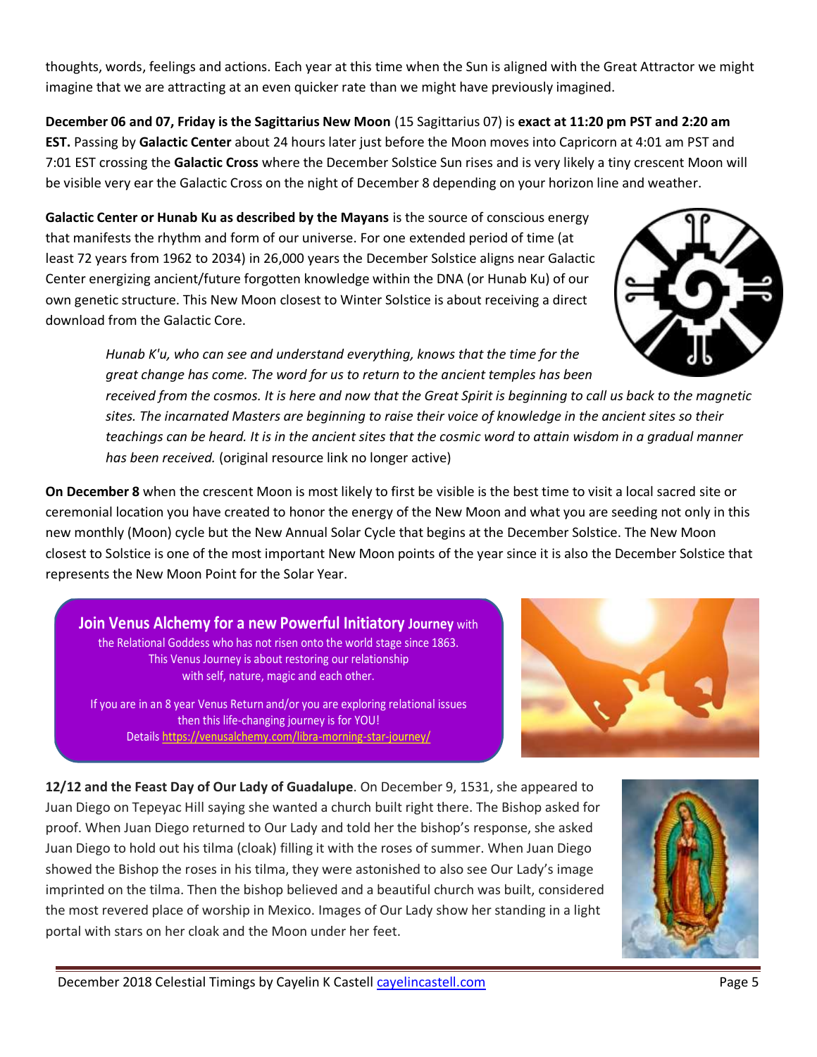thoughts, words, feelings and actions. Each year at this time when the Sun is aligned with the Great Attractor we might imagine that we are attracting at an even quicker rate than we might have previously imagined.

**December 06 and 07, Friday is the Sagittarius New Moon** (15 Sagittarius 07) is **exact at 11:20 pm PST and 2:20 am EST.** Passing by **Galactic Center** about 24 hours later just before the Moon moves into Capricorn at 4:01 am PST and 7:01 EST crossing the **Galactic Cross** where the December Solstice Sun rises and is very likely a tiny crescent Moon will be visible very ear the Galactic Cross on the night of December 8 depending on your horizon line and weather.

**Galactic Center or Hunab Ku as described by the Mayans** is the source of conscious energy that manifests the rhythm and form of our universe. For one extended period of time (at least 72 years from 1962 to 2034) in 26,000 years the December Solstice aligns near Galactic Center energizing ancient/future forgotten knowledge within the DNA (or Hunab Ku) of our own genetic structure. This New Moon closest to Winter Solstice is about receiving a direct download from the Galactic Core.

> *Hunab K'u, who can see and understand everything, knows that the time for the great change has come. The word for us to return to the ancient temples has been received from the cosmos. It is here and now that the Great Spirit is beginning to call us back to the magnetic sites. The incarnated Masters are beginning to raise their voice of knowledge in the ancient sites so their teachings can be heard. It is in the ancient sites that the cosmic word to attain wisdom in a gradual manner has been received.* (original resource link no longer active)

**On December 8** when the crescent Moon is most likely to first be visible is the best time to visit a local sacred site or ceremonial location you have created to honor the energy of the New Moon and what you are seeding not only in this new monthly (Moon) cycle but the New Annual Solar Cycle that begins at the December Solstice. The New Moon closest to Solstice is one of the most important New Moon points of the year since it is also the December Solstice that represents the New Moon Point for the Solar Year.

**Join Venus Alchemy for a new Powerful Initiatory Journey** with the Relational Goddess who has not risen onto the world stage since 1863. This Venus Journey is about restoring our relationship with self, nature, magic and each other.

If you are in an 8 year Venus Return and/or you are exploring relational issues then this life-changing journey is for YOU!
Details https://venusalchemy.com/libra-morning-star-journey/

**12/12 and the Feast Day of Our Lady of Guadalupe**. On December 9, 1531, she appeared to Juan Diego on Tepeyac Hill saying she wanted a church built right there. The Bishop asked for proof. When Juan Diego returned to Our Lady and told her the bishop's response, she asked Juan Diego to hold out his tilma (cloak) filling it with the roses of summer. When Juan Diego showed the Bishop the roses in his tilma, they were astonished to also see Our Lady's image imprinted on the tilma. Then the bishop believed and a beautiful church was built, considered the most revered place of worship in Mexico. Images of Our Lady show her standing in a light portal with stars on her cloak and the Moon under her feet.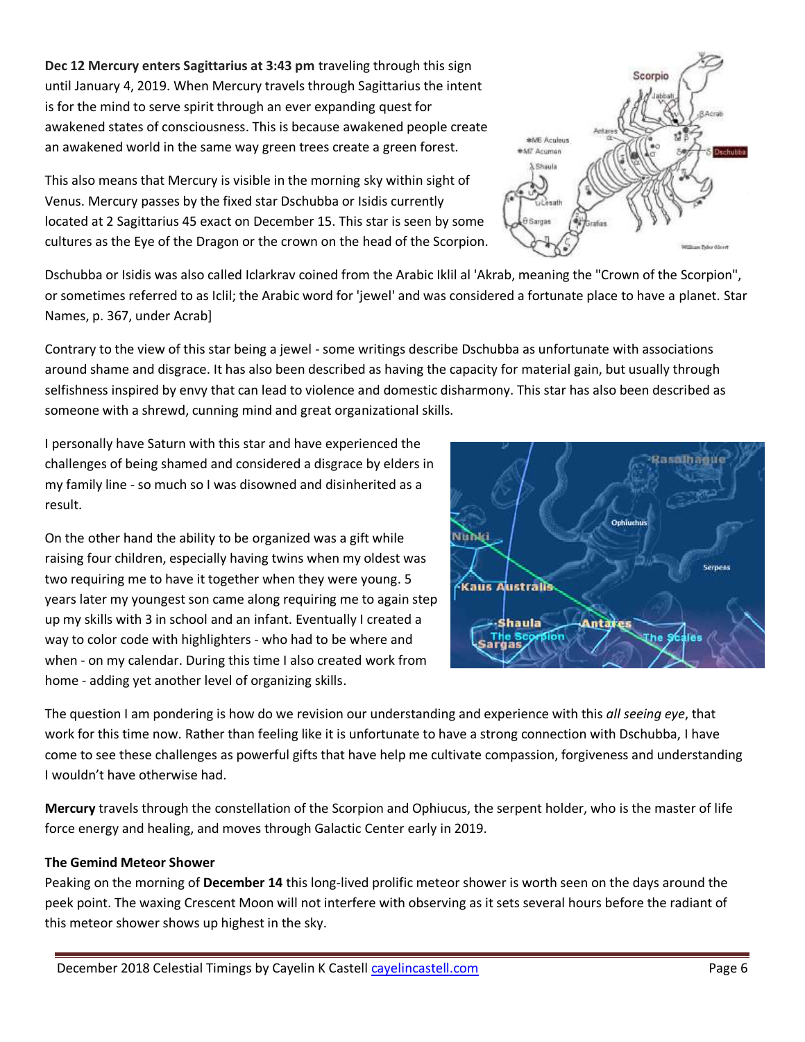**Dec 12 Mercury enters Sagittarius at 3:43 pm** traveling through this sign until January 4, 2019. When Mercury travels through Sagittarius the intent is for the mind to serve spirit through an ever expanding quest for awakened states of consciousness. This is because awakened people create an awakened world in the same way green trees create a green forest.

This also means that Mercury is visible in the morning sky within sight of Venus. Mercury passes by the fixed star Dschubba or Isidis currently located at 2 Sagittarius 45 exact on December 15. This star is seen by some cultures as the Eye of the Dragon or the crown on the head of the Scorpion.

Dschubba or Isidis was also called Iclarkrav coined from the Arabic Iklil al 'Akrab, meaning the "Crown of the Scorpion", or sometimes referred to as Iclil; the Arabic word for 'jewel' and was considered a fortunate place to have a planet. Star Names, p. 367, under Acrab]

Contrary to the view of this star being a jewel - some writings describe Dschubba as unfortunate with associations around shame and disgrace. It has also been described as having the capacity for material gain, but usually through selfishness inspired by envy that can lead to violence and domestic disharmony. This star has also been described as someone with a shrewd, cunning mind and great organizational skills.

I personally have Saturn with this star and have experienced the challenges of being shamed and considered a disgrace by elders in my family line - so much so I was disowned and disinherited as a result.

On the other hand the ability to be organized was a gift while raising four children, especially having twins when my oldest was two requiring me to have it together when they were young. 5 years later my youngest son came along requiring me to again step up my skills with 3 in school and an infant. Eventually I created a way to color code with highlighters - who had to be where and when - on my calendar. During this time I also created work from home - adding yet another level of organizing skills.

The question I am pondering is how do we revision our understanding and experience with this *all seeing eye*, that work for this time now. Rather than feeling like it is unfortunate to have a strong connection with Dschubba, I have come to see these challenges as powerful gifts that have help me cultivate compassion, forgiveness and understanding I wouldn't have otherwise had.

**Mercury** travels through the constellation of the Scorpion and Ophiucus, the serpent holder, who is the master of life force energy and healing, and moves through Galactic Center early in 2019.

**The Gemind Meteor Shower**

Peaking on the morning of **December 14** this long-lived prolific meteor shower is worth seen on the days around the peek point. The waxing Crescent Moon will not interfere with observing as it sets several hours before the radiant of this meteor shower shows up highest in the sky.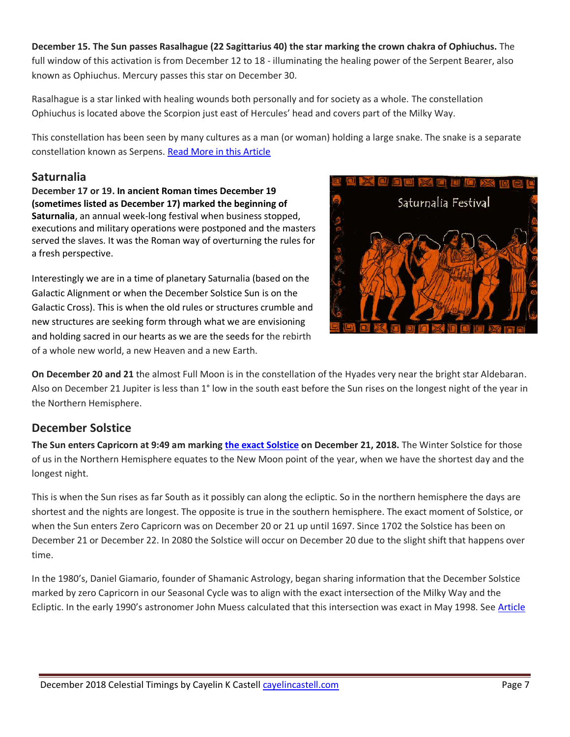**December 15. The Sun passes Rasalhague (22 Sagittarius 40) the star marking the crown chakra of Ophiuchus.** The full window of this activation is from December 12 to 18 - illuminating the healing power of the Serpent Bearer, also known as Ophiuchus. Mercury passes this star on December 30.

Rasalhague is a star linked with healing wounds both personally and for society as a whole. The constellation Ophiuchus is located above the Scorpion just east of Hercules' head and covers part of the Milky Way.

This constellation has been seen by many cultures as a man (or woman) holding a large snake. The snake is a separate constellation known as Serpens. [Read More in this Article]

## Saturnalia

**December 17 or 19. In ancient Roman times December 19 (sometimes listed as December 17) marked the beginning of Saturnalia**, an annual week-long festival when business stopped, executions and military operations were postponed and the masters served the slaves. It was the Roman way of overturning the rules for a fresh perspective.

Interestingly we are in a time of planetary Saturnalia (based on the Galactic Alignment or when the December Solstice Sun is on the Galactic Cross). This is when the old rules or structures crumble and new structures are seeking form through what we are envisioning and holding sacred in our hearts as we are the seeds for the rebirth of a whole new world, a new Heaven and a new Earth.

**On December 20 and 21** the almost Full Moon is in the constellation of the Hyades very near the bright star Aldebaran. Also on December 21 Jupiter is less than 1° low in the south east before the Sun rises on the longest night of the year in the Northern Hemisphere.

## December Solstice

**The Sun enters Capricorn at 9:49 am marking [the exact Solstice] on December 21, 2018.** The Winter Solstice for those of us in the Northern Hemisphere equates to the New Moon point of the year, when we have the shortest day and the longest night.

This is when the Sun rises as far South as it possibly can along the ecliptic. So in the northern hemisphere the days are shortest and the nights are longest. The opposite is true in the southern hemisphere. The exact moment of Solstice, or when the Sun enters Zero Capricorn was on December 20 or 21 up until 1697. Since 1702 the Solstice has been on December 21 or December 22. In 2080 the Solstice will occur on December 20 due to the slight shift that happens over time.

In the 1980's, Daniel Giamario, founder of Shamanic Astrology, began sharing information that the December Solstice marked by zero Capricorn in our Seasonal Cycle was to align with the exact intersection of the Milky Way and the Ecliptic. In the early 1990's astronomer John Muess calculated that this intersection was exact in May 1998. See [Article]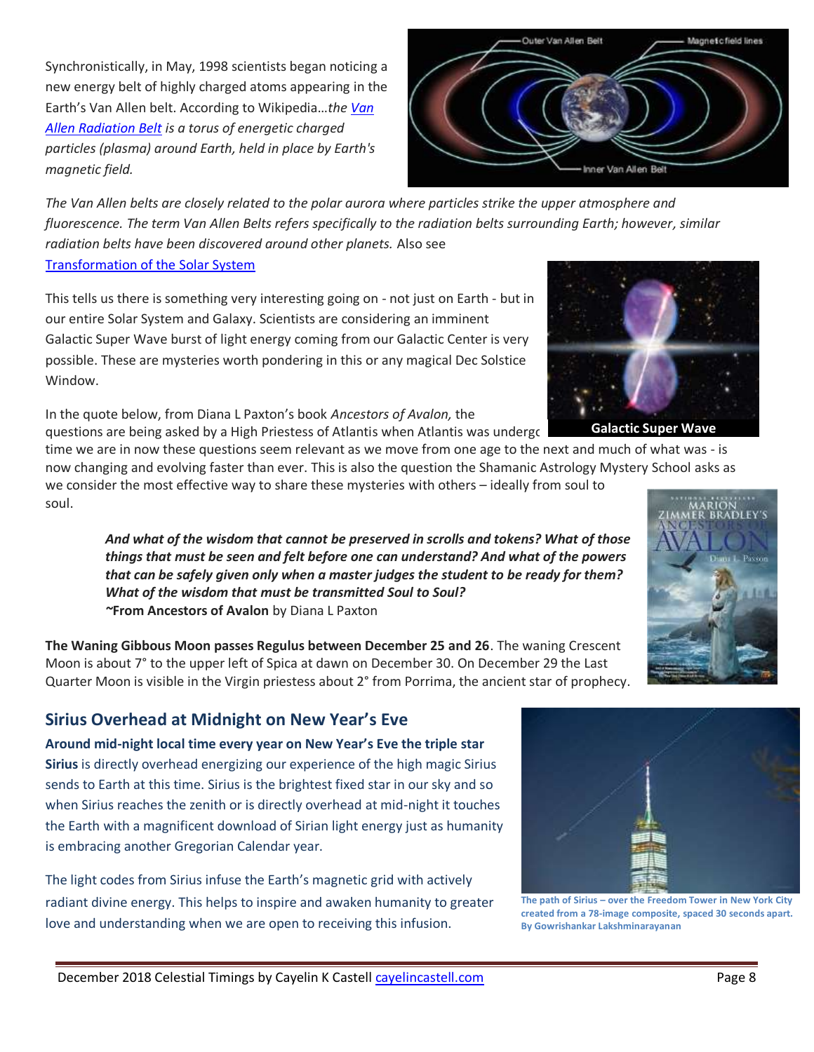Synchronistically, in May, 1998 scientists began noticing a new energy belt of highly charged atoms appearing in the Earth's Van Allen belt. According to Wikipedia…*the Van Allen Radiation Belt is a torus of energetic charged particles (plasma) around Earth, held in place by Earth's magnetic field.*

Outer Van Allen Belt
Magnetic field lines
Inner Van Allen Belt

*The Van Allen belts are closely related to the polar aurora where particles strike the upper atmosphere and fluorescence. The term Van Allen Belts refers specifically to the radiation belts surrounding Earth; however, similar radiation belts have been discovered around other planets.* Also see Transformation of the Solar System

This tells us there is something very interesting going on - not just on Earth - but in our entire Solar System and Galaxy. Scientists are considering an imminent Galactic Super Wave burst of light energy coming from our Galactic Center is very possible. These are mysteries worth pondering in this or any magical Dec Solstice Window.

**Galactic Super Wave**

In the quote below, from Diana L Paxton's book *Ancestors of Avalon,* the questions are being asked by a High Priestess of Atlantis when Atlantis was underg[...] time we are in now these questions seem relevant as we move from one age to the next and much of what was - is now changing and evolving faster than ever. This is also the question the Shamanic Astrology Mystery School asks as we consider the most effective way to share these mysteries with others – ideally from soul to soul.

> ***And what of the wisdom that cannot be preserved in scrolls and tokens? What of those things that must be seen and felt before one can understand? And what of the powers that can be safely given only when a master judges the student to be ready for them? What of the wisdom that must be transmitted Soul to Soul?***
> **~From Ancestors of Avalon** by Diana L Paxton

**The Waning Gibbous Moon passes Regulus between December 25 and 26**. The waning Crescent Moon is about 7° to the upper left of Spica at dawn on December 30. On December 29 the Last Quarter Moon is visible in the Virgin priestess about 2° from Porrima, the ancient star of prophecy.

## Sirius Overhead at Midnight on New Year's Eve

**Around mid-night local time every year on New Year's Eve the triple star Sirius** is directly overhead energizing our experience of the high magic Sirius sends to Earth at this time. Sirius is the brightest fixed star in our sky and so when Sirius reaches the zenith or is directly overhead at mid-night it touches the Earth with a magnificent download of Sirian light energy just as humanity is embracing another Gregorian Calendar year.

The light codes from Sirius infuse the Earth's magnetic grid with actively radiant divine energy. This helps to inspire and awaken humanity to greater love and understanding when we are open to receiving this infusion.

**The path of Sirius – over the Freedom Tower in New York City created from a 78-image composite, spaced 30 seconds apart. By Gowrishankar Lakshminarayanan**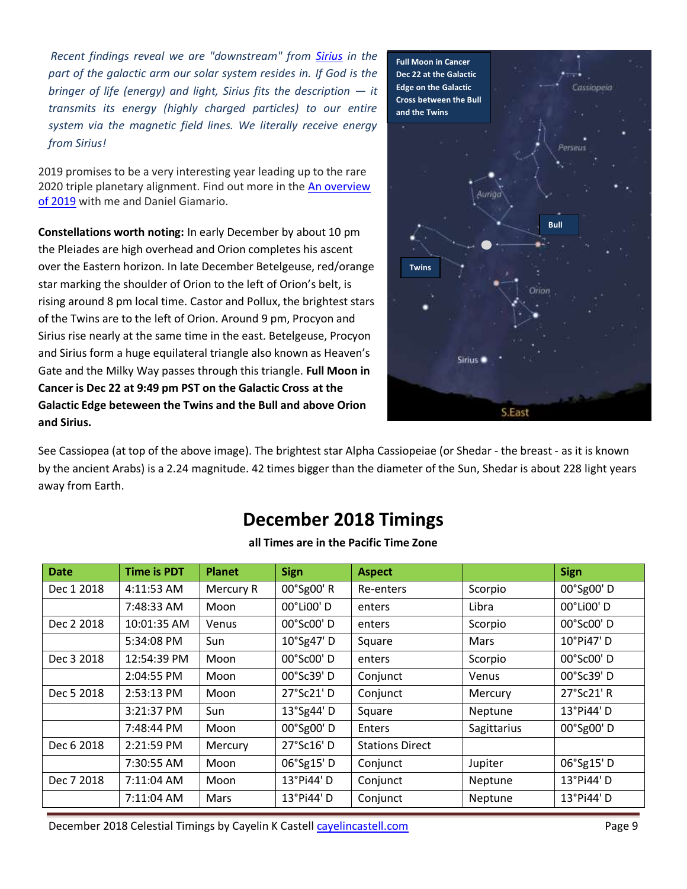*Recent findings reveal we are "downstream" from Sirius in the part of the galactic arm our solar system resides in. If God is the bringer of life (energy) and light, Sirius fits the description — it transmits its energy (highly charged particles) to our entire system via the magnetic field lines. We literally receive energy from Sirius!*

2019 promises to be a very interesting year leading up to the rare 2020 triple planetary alignment. Find out more in the An overview of 2019 with me and Daniel Giamario.

**Constellations worth noting:** In early December by about 10 pm the Pleiades are high overhead and Orion completes his ascent over the Eastern horizon. In late December Betelgeuse, red/orange star marking the shoulder of Orion to the left of Orion's belt, is rising around 8 pm local time. Castor and Pollux, the brightest stars of the Twins are to the left of Orion. Around 9 pm, Procyon and Sirius rise nearly at the same time in the east. Betelgeuse, Procyon and Sirius form a huge equilateral triangle also known as Heaven's Gate and the Milky Way passes through this triangle. **Full Moon in Cancer is Dec 22 at 9:49 pm PST on the Galactic Cross at the Galactic Edge beteween the Twins and the Bull and above Orion and Sirius.**

Full Moon in Cancer Dec 22 at the Galactic Edge on the Galactic Cross between the Bull and the Twins

Cassiopeia
Perseus
Auriga
Bull
Twins
Orion
Sirius
S.East

See Cassiopea (at top of the above image). The brightest star Alpha Cassiopeiae (or Shedar - the breast - as it is known by the ancient Arabs) is a 2.24 magnitude. 42 times bigger than the diameter of the Sun, Shedar is about 228 light years away from Earth.

## December 2018 Timings

**all Times are in the Pacific Time Zone**

| Date | Time is PDT | Planet | Sign | Aspect | | Sign |
|---|---|---|---|---|---|---|
| Dec 1 2018 | 4:11:53 AM | Mercury R | 00°Sg00' R | Re-enters | Scorpio | 00°Sg00' D |
| | 7:48:33 AM | Moon | 00°Li00' D | enters | Libra | 00°Li00' D |
| Dec 2 2018 | 10:01:35 AM | Venus | 00°Sc00' D | enters | Scorpio | 00°Sc00' D |
| | 5:34:08 PM | Sun | 10°Sg47' D | Square | Mars | 10°Pi47' D |
| Dec 3 2018 | 12:54:39 PM | Moon | 00°Sc00' D | enters | Scorpio | 00°Sc00' D |
| | 2:04:55 PM | Moon | 00°Sc39' D | Conjunct | Venus | 00°Sc39' D |
| Dec 5 2018 | 2:53:13 PM | Moon | 27°Sc21' D | Conjunct | Mercury | 27°Sc21' R |
| | 3:21:37 PM | Sun | 13°Sg44' D | Square | Neptune | 13°Pi44' D |
| | 7:48:44 PM | Moon | 00°Sg00' D | Enters | Sagittarius | 00°Sg00' D |
| Dec 6 2018 | 2:21:59 PM | Mercury | 27°Sc16' D | Stations Direct | | |
| | 7:30:55 AM | Moon | 06°Sg15' D | Conjunct | Jupiter | 06°Sg15' D |
| Dec 7 2018 | 7:11:04 AM | Moon | 13°Pi44' D | Conjunct | Neptune | 13°Pi44' D |
| | 7:11:04 AM | Mars | 13°Pi44' D | Conjunct | Neptune | 13°Pi44' D |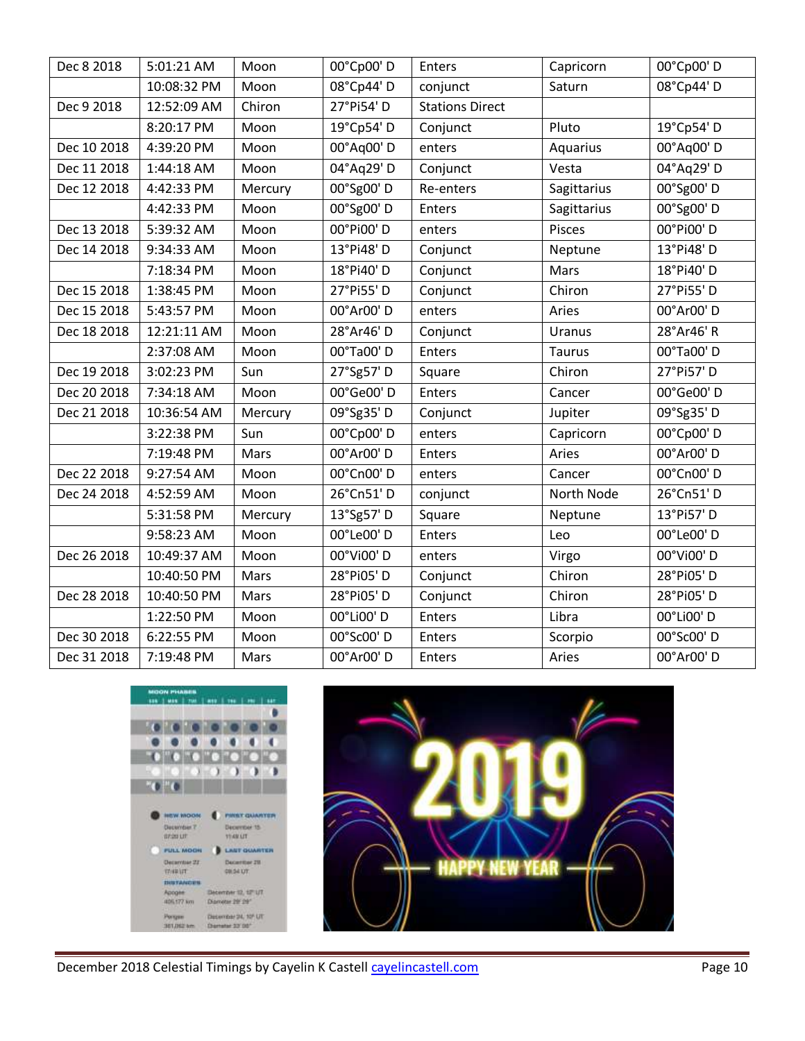| | | | | | | |
|---|---|---|---|---|---|---|
| Dec 8 2018 | 5:01:21 AM | Moon | 00°Cp00' D | Enters | Capricorn | 00°Cp00' D |
| | 10:08:32 PM | Moon | 08°Cp44' D | conjunct | Saturn | 08°Cp44' D |
| Dec 9 2018 | 12:52:09 AM | Chiron | 27°Pi54' D | Stations Direct | | |
| | 8:20:17 PM | Moon | 19°Cp54' D | Conjunct | Pluto | 19°Cp54' D |
| Dec 10 2018 | 4:39:20 PM | Moon | 00°Aq00' D | enters | Aquarius | 00°Aq00' D |
| Dec 11 2018 | 1:44:18 AM | Moon | 04°Aq29' D | Conjunct | Vesta | 04°Aq29' D |
| Dec 12 2018 | 4:42:33 PM | Mercury | 00°Sg00' D | Re-enters | Sagittarius | 00°Sg00' D |
| | 4:42:33 PM | Moon | 00°Sg00' D | Enters | Sagittarius | 00°Sg00' D |
| Dec 13 2018 | 5:39:32 AM | Moon | 00°Pi00' D | enters | Pisces | 00°Pi00' D |
| Dec 14 2018 | 9:34:33 AM | Moon | 13°Pi48' D | Conjunct | Neptune | 13°Pi48' D |
| | 7:18:34 PM | Moon | 18°Pi40' D | Conjunct | Mars | 18°Pi40' D |
| Dec 15 2018 | 1:38:45 PM | Moon | 27°Pi55' D | Conjunct | Chiron | 27°Pi55' D |
| Dec 15 2018 | 5:43:57 PM | Moon | 00°Ar00' D | enters | Aries | 00°Ar00' D |
| Dec 18 2018 | 12:21:11 AM | Moon | 28°Ar46' D | Conjunct | Uranus | 28°Ar46' R |
| | 2:37:08 AM | Moon | 00°Ta00' D | Enters | Taurus | 00°Ta00' D |
| Dec 19 2018 | 3:02:23 PM | Sun | 27°Sg57' D | Square | Chiron | 27°Pi57' D |
| Dec 20 2018 | 7:34:18 AM | Moon | 00°Ge00' D | Enters | Cancer | 00°Ge00' D |
| Dec 21 2018 | 10:36:54 AM | Mercury | 09°Sg35' D | Conjunct | Jupiter | 09°Sg35' D |
| | 3:22:38 PM | Sun | 00°Cp00' D | enters | Capricorn | 00°Cp00' D |
| | 7:19:48 PM | Mars | 00°Ar00' D | Enters | Aries | 00°Ar00' D |
| Dec 22 2018 | 9:27:54 AM | Moon | 00°Cn00' D | enters | Cancer | 00°Cn00' D |
| Dec 24 2018 | 4:52:59 AM | Moon | 26°Cn51' D | conjunct | North Node | 26°Cn51' D |
| | 5:31:58 PM | Mercury | 13°Sg57' D | Square | Neptune | 13°Pi57' D |
| | 9:58:23 AM | Moon | 00°Le00' D | Enters | Leo | 00°Le00' D |
| Dec 26 2018 | 10:49:37 AM | Moon | 00°Vi00' D | enters | Virgo | 00°Vi00' D |
| | 10:40:50 PM | Mars | 28°Pi05' D | Conjunct | Chiron | 28°Pi05' D |
| Dec 28 2018 | 10:40:50 PM | Mars | 28°Pi05' D | Conjunct | Chiron | 28°Pi05' D |
| | 1:22:50 PM | Moon | 00°Li00' D | Enters | Libra | 00°Li00' D |
| Dec 30 2018 | 6:22:55 PM | Moon | 00°Sc00' D | Enters | Scorpio | 00°Sc00' D |
| Dec 31 2018 | 7:19:48 PM | Mars | 00°Ar00' D | Enters | Aries | 00°Ar00' D |